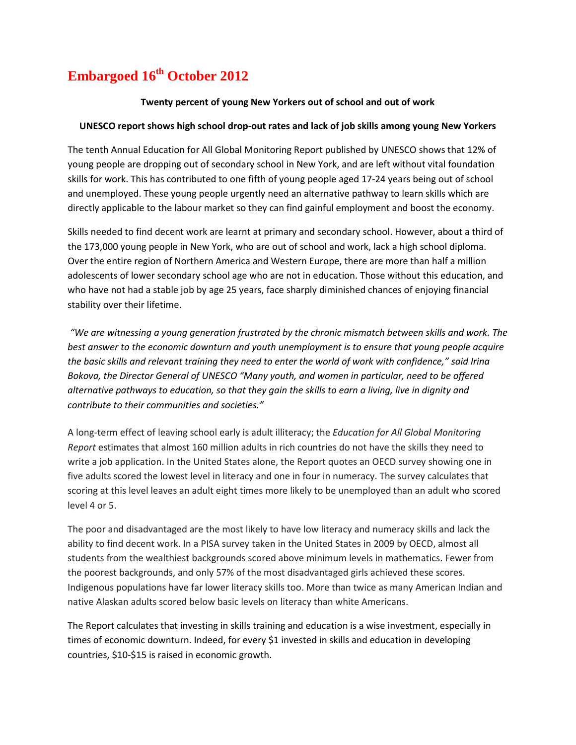# Embargoed 16th October 2012

**Twenty percent of young New Yorkers out of school and out of work**

**UNESCO report shows high school drop-out rates and lack of job skills among young New Yorkers**

The tenth Annual Education for All Global Monitoring Report published by UNESCO shows that 12% of young people are dropping out of secondary school in New York, and are left without vital foundation skills for work. This has contributed to one fifth of young people aged 17-24 years being out of school and unemployed. These young people urgently need an alternative pathway to learn skills which are directly applicable to the labour market so they can find gainful employment and boost the economy.

Skills needed to find decent work are learnt at primary and secondary school. However, about a third of the 173,000 young people in New York, who are out of school and work, lack a high school diploma. Over the entire region of Northern America and Western Europe, there are more than half a million adolescents of lower secondary school age who are not in education. Those without this education, and who have not had a stable job by age 25 years, face sharply diminished chances of enjoying financial stability over their lifetime.

*"We are witnessing a young generation frustrated by the chronic mismatch between skills and work. The best answer to the economic downturn and youth unemployment is to ensure that young people acquire the basic skills and relevant training they need to enter the world of work with confidence," said Irina Bokova, the Director General of UNESCO "Many youth, and women in particular, need to be offered alternative pathways to education, so that they gain the skills to earn a living, live in dignity and contribute to their communities and societies."*

A long-term effect of leaving school early is adult illiteracy; the *Education for All Global Monitoring Report* estimates that almost 160 million adults in rich countries do not have the skills they need to write a job application. In the United States alone, the Report quotes an OECD survey showing one in five adults scored the lowest level in literacy and one in four in numeracy. The survey calculates that scoring at this level leaves an adult eight times more likely to be unemployed than an adult who scored level 4 or 5.

The poor and disadvantaged are the most likely to have low literacy and numeracy skills and lack the ability to find decent work. In a PISA survey taken in the United States in 2009 by OECD, almost all students from the wealthiest backgrounds scored above minimum levels in mathematics. Fewer from the poorest backgrounds, and only 57% of the most disadvantaged girls achieved these scores. Indigenous populations have far lower literacy skills too. More than twice as many American Indian and native Alaskan adults scored below basic levels on literacy than white Americans.

The Report calculates that investing in skills training and education is a wise investment, especially in times of economic downturn. Indeed, for every $1 invested in skills and education in developing countries, $10-$15 is raised in economic growth.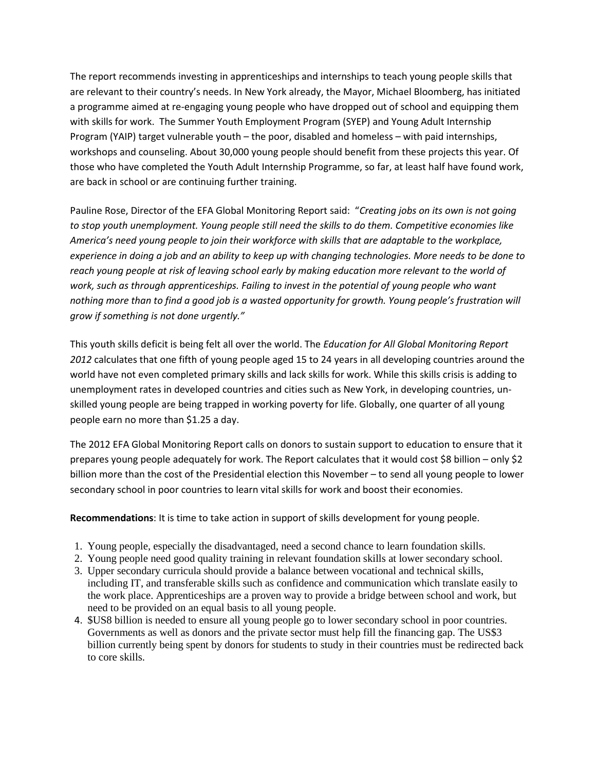The report recommends investing in apprenticeships and internships to teach young people skills that are relevant to their country's needs. In New York already, the Mayor, Michael Bloomberg, has initiated a programme aimed at re-engaging young people who have dropped out of school and equipping them with skills for work. The Summer Youth Employment Program (SYEP) and Young Adult Internship Program (YAIP) target vulnerable youth – the poor, disabled and homeless – with paid internships, workshops and counseling. About 30,000 young people should benefit from these projects this year. Of those who have completed the Youth Adult Internship Programme, so far, at least half have found work, are back in school or are continuing further training.

Pauline Rose, Director of the EFA Global Monitoring Report said: "*Creating jobs on its own is not going to stop youth unemployment. Young people still need the skills to do them. Competitive economies like America's need young people to join their workforce with skills that are adaptable to the workplace, experience in doing a job and an ability to keep up with changing technologies. More needs to be done to reach young people at risk of leaving school early by making education more relevant to the world of work, such as through apprenticeships. Failing to invest in the potential of young people who want nothing more than to find a good job is a wasted opportunity for growth. Young people's frustration will grow if something is not done urgently.*"

This youth skills deficit is being felt all over the world. The *Education for All Global Monitoring Report 2012* calculates that one fifth of young people aged 15 to 24 years in all developing countries around the world have not even completed primary skills and lack skills for work. While this skills crisis is adding to unemployment rates in developed countries and cities such as New York, in developing countries, un-skilled young people are being trapped in working poverty for life. Globally, one quarter of all young people earn no more than $1.25 a day.

The 2012 EFA Global Monitoring Report calls on donors to sustain support to education to ensure that it prepares young people adequately for work. The Report calculates that it would cost $8 billion – only $2 billion more than the cost of the Presidential election this November – to send all young people to lower secondary school in poor countries to learn vital skills for work and boost their economies.

**Recommendations**: It is time to take action in support of skills development for young people.

1. Young people, especially the disadvantaged, need a second chance to learn foundation skills.
2. Young people need good quality training in relevant foundation skills at lower secondary school.
3. Upper secondary curricula should provide a balance between vocational and technical skills, including IT, and transferable skills such as confidence and communication which translate easily to the work place. Apprenticeships are a proven way to provide a bridge between school and work, but need to be provided on an equal basis to all young people.
4. $US8 billion is needed to ensure all young people go to lower secondary school in poor countries. Governments as well as donors and the private sector must help fill the financing gap. The US$3 billion currently being spent by donors for students to study in their countries must be redirected back to core skills.